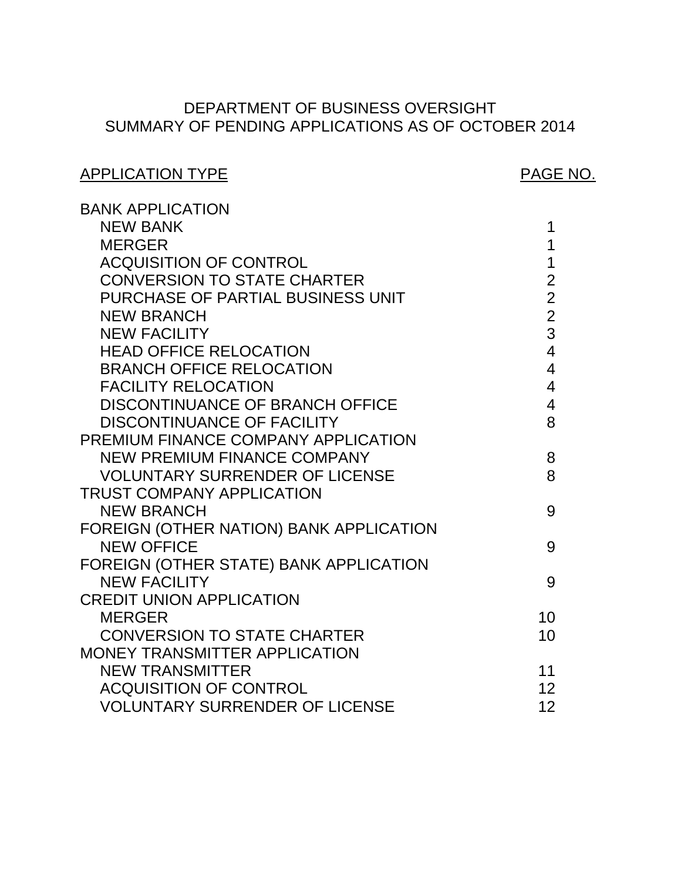# DEPARTMENT OF BUSINESS OVERSIGHT
## SUMMARY OF PENDING APPLICATIONS AS OF OCTOBER 2014

| APPLICATION TYPE | PAGE NO. |
|---|---|
| BANK APPLICATION | |
| NEW BANK | 1 |
| MERGER | 1 |
| ACQUISITION OF CONTROL | 1 |
| CONVERSION TO STATE CHARTER | 2 |
| PURCHASE OF PARTIAL BUSINESS UNIT | 2 |
| NEW BRANCH | 2 |
| NEW FACILITY | 3 |
| HEAD OFFICE RELOCATION | 4 |
| BRANCH OFFICE RELOCATION | 4 |
| FACILITY RELOCATION | 4 |
| DISCONTINUANCE OF BRANCH OFFICE | 4 |
| DISCONTINUANCE OF FACILITY | 8 |
| PREMIUM FINANCE COMPANY APPLICATION | |
| NEW PREMIUM FINANCE COMPANY | 8 |
| VOLUNTARY SURRENDER OF LICENSE | 8 |
| TRUST COMPANY APPLICATION | |
| NEW BRANCH | 9 |
| FOREIGN (OTHER NATION) BANK APPLICATION | |
| NEW OFFICE | 9 |
| FOREIGN (OTHER STATE) BANK APPLICATION | |
| NEW FACILITY | 9 |
| CREDIT UNION APPLICATION | |
| MERGER | 10 |
| CONVERSION TO STATE CHARTER | 10 |
| MONEY TRANSMITTER APPLICATION | |
| NEW TRANSMITTER | 11 |
| ACQUISITION OF CONTROL | 12 |
| VOLUNTARY SURRENDER OF LICENSE | 12 |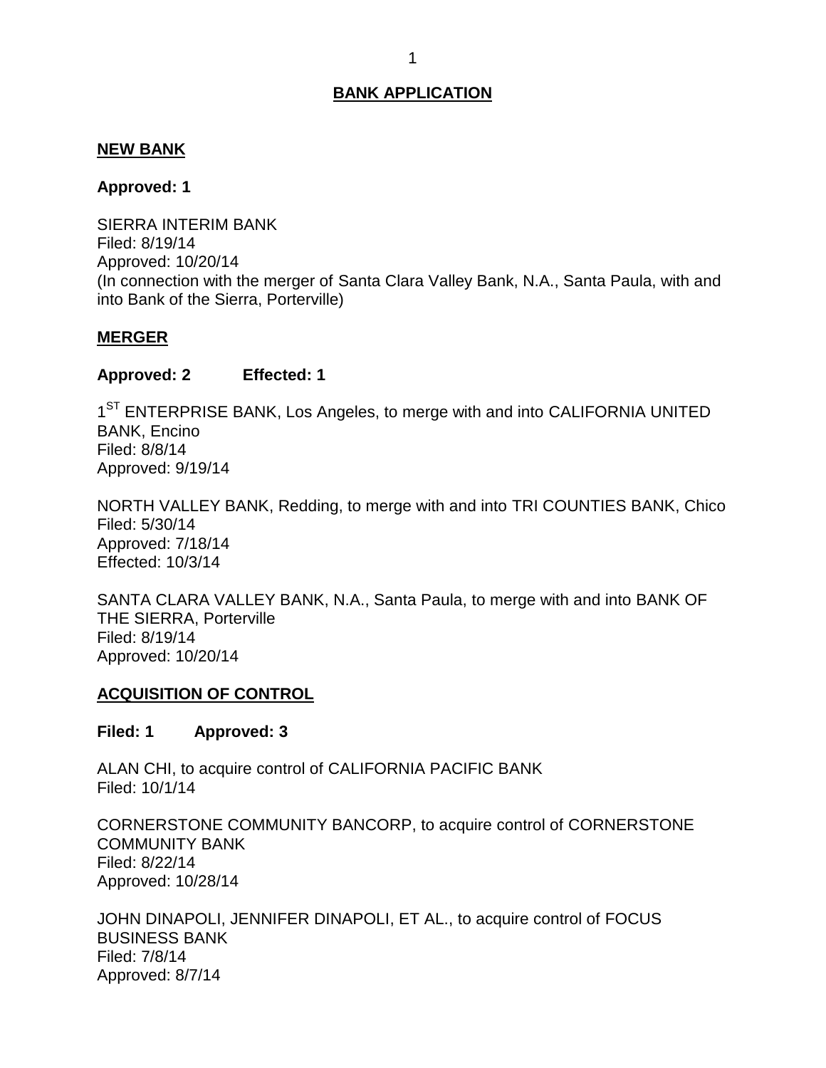# BANK APPLICATION

## NEW BANK

**Approved: 1**

SIERRA INTERIM BANK
Filed: 8/19/14
Approved: 10/20/14
(In connection with the merger of Santa Clara Valley Bank, N.A., Santa Paula, with and into Bank of the Sierra, Porterville)

## MERGER

**Approved: 2 Effected: 1**

1[ST] ENTERPRISE BANK, Los Angeles, to merge with and into CALIFORNIA UNITED BANK, Encino
Filed: 8/8/14
Approved: 9/19/14

NORTH VALLEY BANK, Redding, to merge with and into TRI COUNTIES BANK, Chico
Filed: 5/30/14
Approved: 7/18/14
Effected: 10/3/14

SANTA CLARA VALLEY BANK, N.A., Santa Paula, to merge with and into BANK OF THE SIERRA, Porterville
Filed: 8/19/14
Approved: 10/20/14

## ACQUISITION OF CONTROL

**Filed: 1 Approved: 3**

ALAN CHI, to acquire control of CALIFORNIA PACIFIC BANK
Filed: 10/1/14

CORNERSTONE COMMUNITY BANCORP, to acquire control of CORNERSTONE COMMUNITY BANK
Filed: 8/22/14
Approved: 10/28/14

JOHN DINAPOLI, JENNIFER DINAPOLI, ET AL., to acquire control of FOCUS BUSINESS BANK
Filed: 7/8/14
Approved: 8/7/14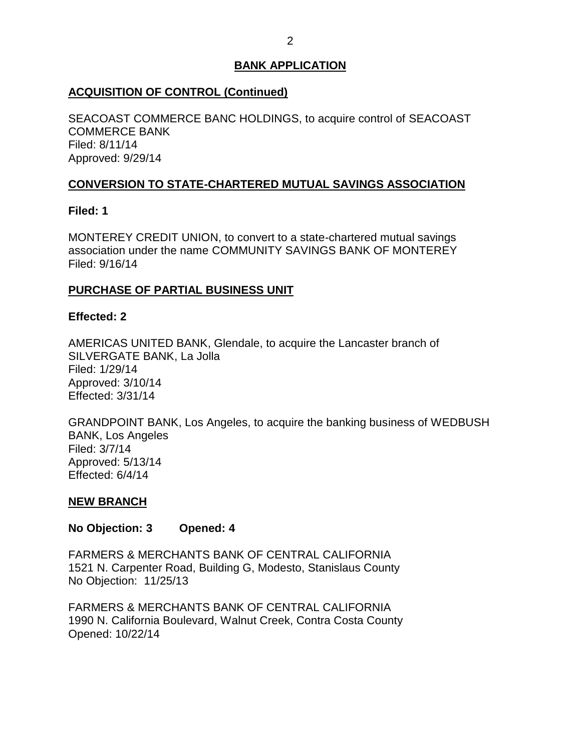## BANK APPLICATION

### ACQUISITION OF CONTROL (Continued)

SEACOAST COMMERCE BANC HOLDINGS, to acquire control of SEACOAST COMMERCE BANK
Filed: 8/11/14
Approved: 9/29/14

### CONVERSION TO STATE-CHARTERED MUTUAL SAVINGS ASSOCIATION

**Filed: 1**

MONTEREY CREDIT UNION, to convert to a state-chartered mutual savings association under the name COMMUNITY SAVINGS BANK OF MONTEREY
Filed: 9/16/14

### PURCHASE OF PARTIAL BUSINESS UNIT

**Effected: 2**

AMERICAS UNITED BANK, Glendale, to acquire the Lancaster branch of SILVERGATE BANK, La Jolla
Filed: 1/29/14
Approved: 3/10/14
Effected: 3/31/14

GRANDPOINT BANK, Los Angeles, to acquire the banking business of WEDBUSH BANK, Los Angeles
Filed: 3/7/14
Approved: 5/13/14
Effected: 6/4/14

### NEW BRANCH

**No Objection: 3 Opened: 4**

FARMERS & MERCHANTS BANK OF CENTRAL CALIFORNIA
1521 N. Carpenter Road, Building G, Modesto, Stanislaus County
No Objection: 11/25/13

FARMERS & MERCHANTS BANK OF CENTRAL CALIFORNIA
1990 N. California Boulevard, Walnut Creek, Contra Costa County
Opened: 10/22/14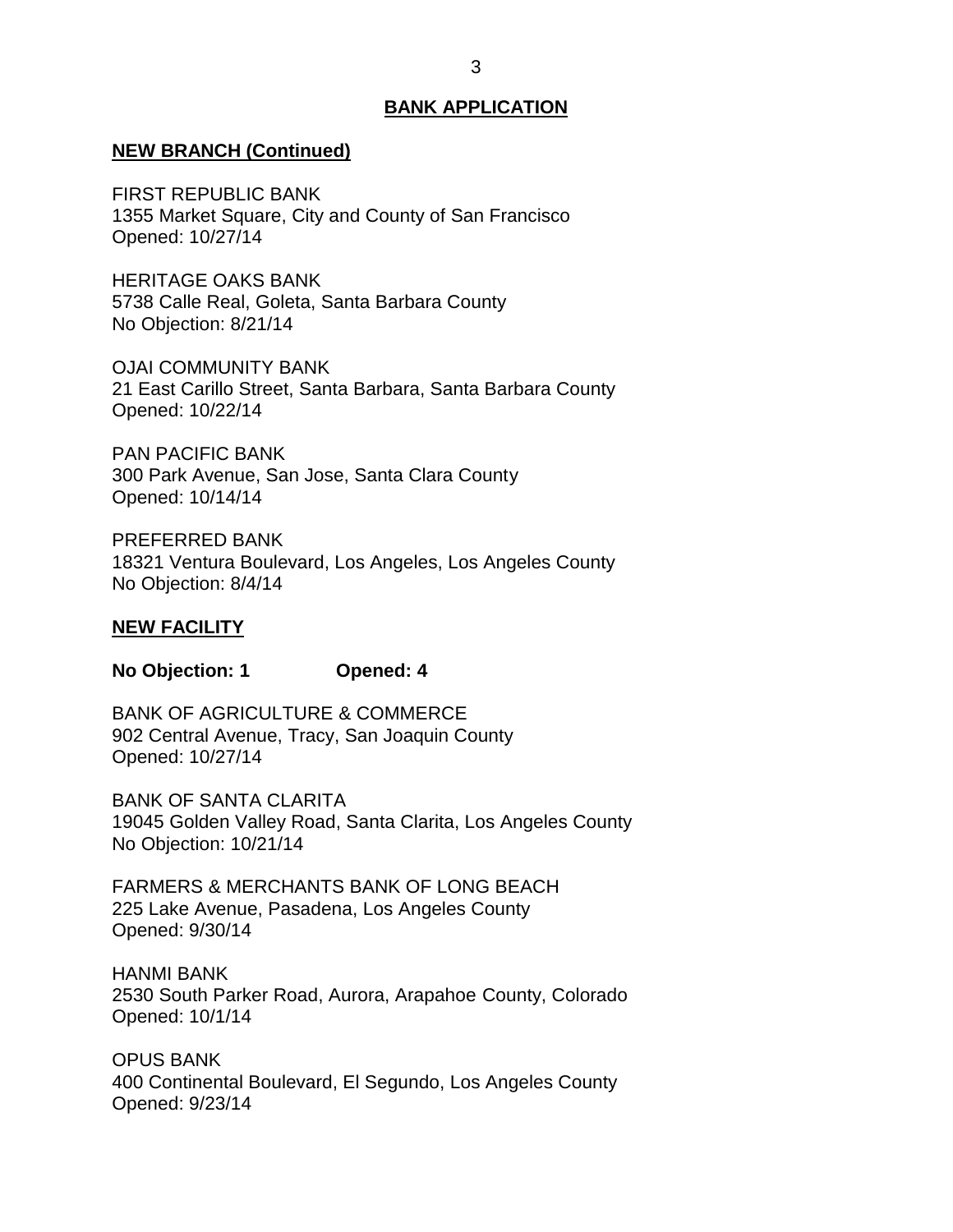## BANK APPLICATION

**NEW BRANCH (Continued)**

FIRST REPUBLIC BANK
1355 Market Square, City and County of San Francisco
Opened: 10/27/14

HERITAGE OAKS BANK
5738 Calle Real, Goleta, Santa Barbara County
No Objection: 8/21/14

OJAI COMMUNITY BANK
21 East Carillo Street, Santa Barbara, Santa Barbara County
Opened: 10/22/14

PAN PACIFIC BANK
300 Park Avenue, San Jose, Santa Clara County
Opened: 10/14/14

PREFERRED BANK
18321 Ventura Boulevard, Los Angeles, Los Angeles County
No Objection: 8/4/14

**NEW FACILITY**

**No Objection: 1 Opened: 4**

BANK OF AGRICULTURE & COMMERCE
902 Central Avenue, Tracy, San Joaquin County
Opened: 10/27/14

BANK OF SANTA CLARITA
19045 Golden Valley Road, Santa Clarita, Los Angeles County
No Objection: 10/21/14

FARMERS & MERCHANTS BANK OF LONG BEACH
225 Lake Avenue, Pasadena, Los Angeles County
Opened: 9/30/14

HANMI BANK
2530 South Parker Road, Aurora, Arapahoe County, Colorado
Opened: 10/1/14

OPUS BANK
400 Continental Boulevard, El Segundo, Los Angeles County
Opened: 9/23/14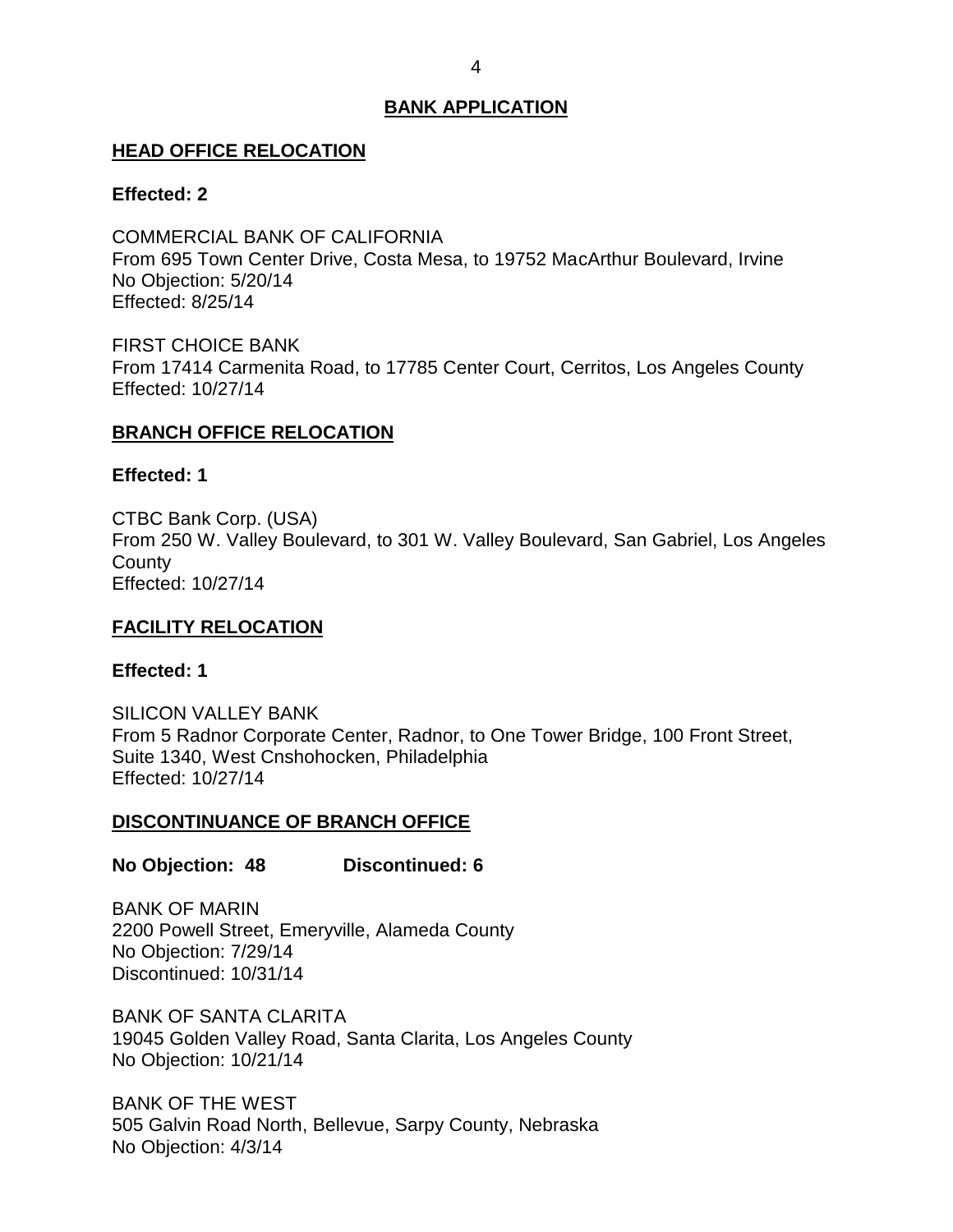## BANK APPLICATION

### HEAD OFFICE RELOCATION

**Effected: 2**

COMMERCIAL BANK OF CALIFORNIA
From 695 Town Center Drive, Costa Mesa, to 19752 MacArthur Boulevard, Irvine
No Objection: 5/20/14
Effected: 8/25/14

FIRST CHOICE BANK
From 17414 Carmenita Road, to 17785 Center Court, Cerritos, Los Angeles County
Effected: 10/27/14

### BRANCH OFFICE RELOCATION

**Effected: 1**

CTBC Bank Corp. (USA)
From 250 W. Valley Boulevard, to 301 W. Valley Boulevard, San Gabriel, Los Angeles County
Effected: 10/27/14

### FACILITY RELOCATION

**Effected: 1**

SILICON VALLEY BANK
From 5 Radnor Corporate Center, Radnor, to One Tower Bridge, 100 Front Street, Suite 1340, West Cnshohocken, Philadelphia
Effected: 10/27/14

### DISCONTINUANCE OF BRANCH OFFICE

**No Objection: 48 Discontinued: 6**

BANK OF MARIN
2200 Powell Street, Emeryville, Alameda County
No Objection: 7/29/14
Discontinued: 10/31/14

BANK OF SANTA CLARITA
19045 Golden Valley Road, Santa Clarita, Los Angeles County
No Objection: 10/21/14

BANK OF THE WEST
505 Galvin Road North, Bellevue, Sarpy County, Nebraska
No Objection: 4/3/14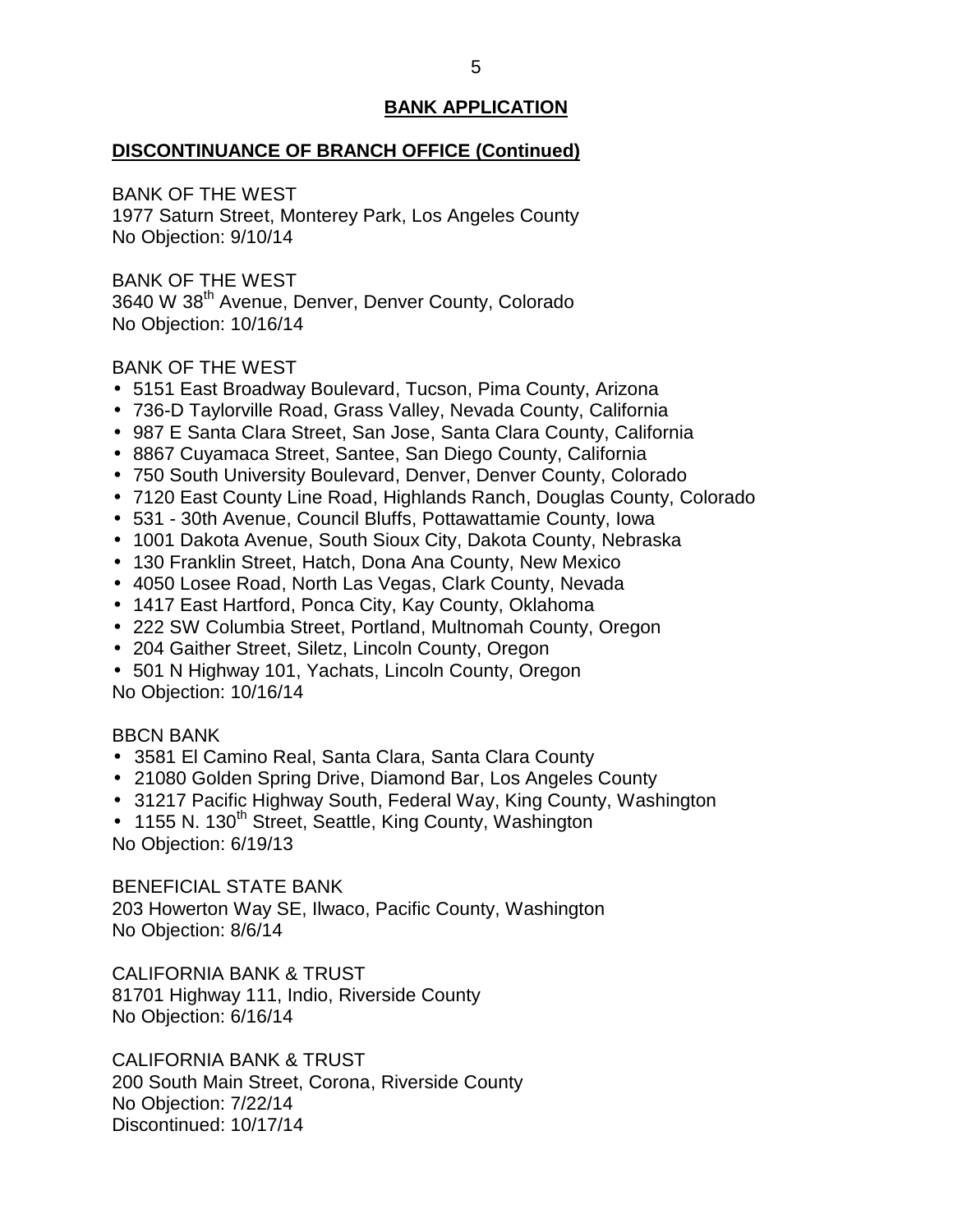## BANK APPLICATION

### DISCONTINUANCE OF BRANCH OFFICE (Continued)

BANK OF THE WEST
1977 Saturn Street, Monterey Park, Los Angeles County
No Objection: 9/10/14

BANK OF THE WEST
3640 W 38th Avenue, Denver, Denver County, Colorado
No Objection: 10/16/14

BANK OF THE WEST

- 5151 East Broadway Boulevard, Tucson, Pima County, Arizona
- 736-D Taylorville Road, Grass Valley, Nevada County, California
- 987 E Santa Clara Street, San Jose, Santa Clara County, California
- 8867 Cuyamaca Street, Santee, San Diego County, California
- 750 South University Boulevard, Denver, Denver County, Colorado
- 7120 East County Line Road, Highlands Ranch, Douglas County, Colorado
- 531 - 30th Avenue, Council Bluffs, Pottawattamie County, Iowa
- 1001 Dakota Avenue, South Sioux City, Dakota County, Nebraska
- 130 Franklin Street, Hatch, Dona Ana County, New Mexico
- 4050 Losee Road, North Las Vegas, Clark County, Nevada
- 1417 East Hartford, Ponca City, Kay County, Oklahoma
- 222 SW Columbia Street, Portland, Multnomah County, Oregon
- 204 Gaither Street, Siletz, Lincoln County, Oregon
- 501 N Highway 101, Yachats, Lincoln County, Oregon

No Objection: 10/16/14

BBCN BANK

- 3581 El Camino Real, Santa Clara, Santa Clara County
- 21080 Golden Spring Drive, Diamond Bar, Los Angeles County
- 31217 Pacific Highway South, Federal Way, King County, Washington
- 1155 N. 130th Street, Seattle, King County, Washington

No Objection: 6/19/13

BENEFICIAL STATE BANK
203 Howerton Way SE, Ilwaco, Pacific County, Washington
No Objection: 8/6/14

CALIFORNIA BANK & TRUST
81701 Highway 111, Indio, Riverside County
No Objection: 6/16/14

CALIFORNIA BANK & TRUST
200 South Main Street, Corona, Riverside County
No Objection: 7/22/14
Discontinued: 10/17/14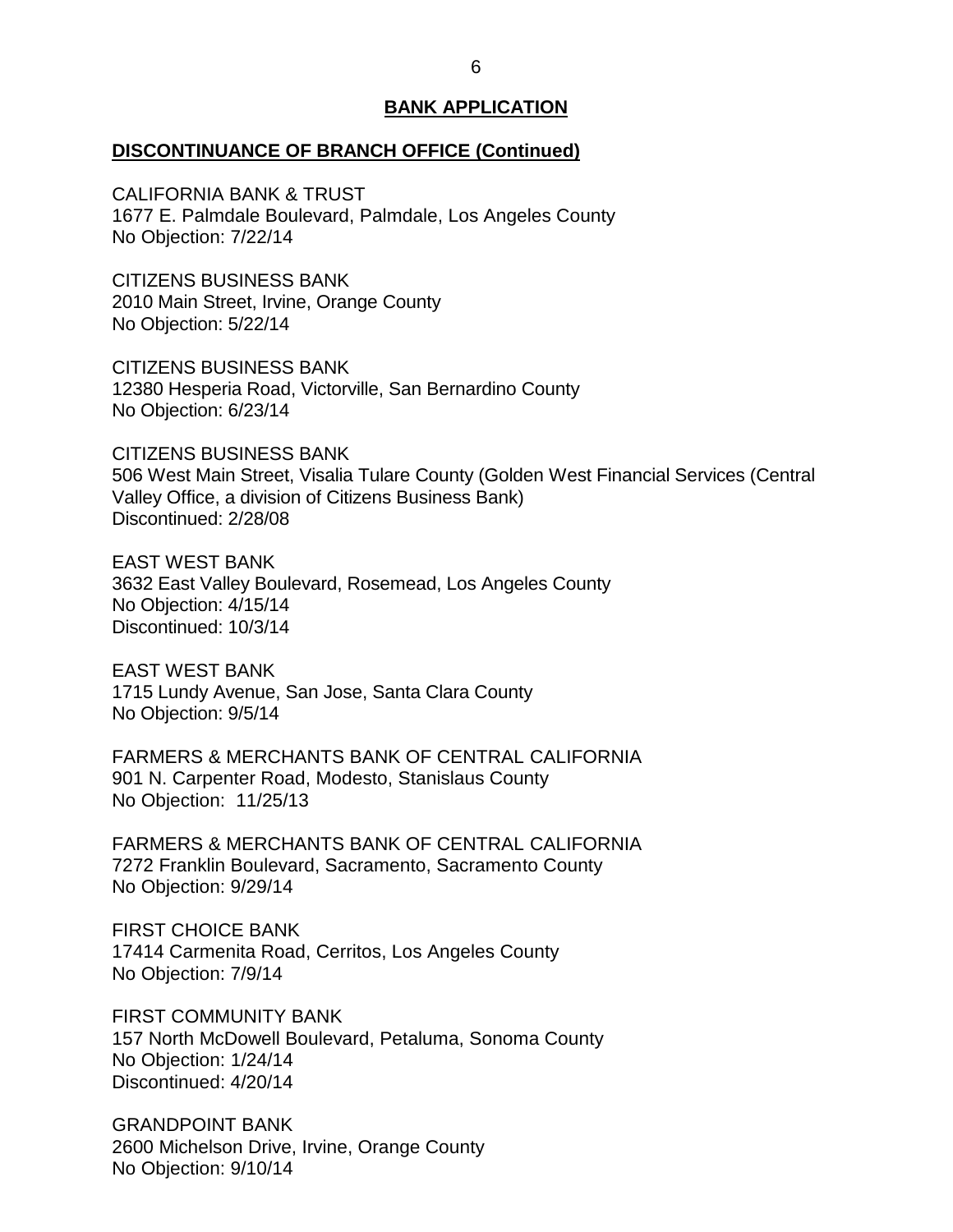## BANK APPLICATION

**DISCONTINUANCE OF BRANCH OFFICE (Continued)**

CALIFORNIA BANK & TRUST
1677 E. Palmdale Boulevard, Palmdale, Los Angeles County
No Objection: 7/22/14

CITIZENS BUSINESS BANK
2010 Main Street, Irvine, Orange County
No Objection: 5/22/14

CITIZENS BUSINESS BANK
12380 Hesperia Road, Victorville, San Bernardino County
No Objection: 6/23/14

CITIZENS BUSINESS BANK
506 West Main Street, Visalia Tulare County (Golden West Financial Services (Central Valley Office, a division of Citizens Business Bank)
Discontinued: 2/28/08

EAST WEST BANK
3632 East Valley Boulevard, Rosemead, Los Angeles County
No Objection: 4/15/14
Discontinued: 10/3/14

EAST WEST BANK
1715 Lundy Avenue, San Jose, Santa Clara County
No Objection: 9/5/14

FARMERS & MERCHANTS BANK OF CENTRAL CALIFORNIA
901 N. Carpenter Road, Modesto, Stanislaus County
No Objection: 11/25/13

FARMERS & MERCHANTS BANK OF CENTRAL CALIFORNIA
7272 Franklin Boulevard, Sacramento, Sacramento County
No Objection: 9/29/14

FIRST CHOICE BANK
17414 Carmenita Road, Cerritos, Los Angeles County
No Objection: 7/9/14

FIRST COMMUNITY BANK
157 North McDowell Boulevard, Petaluma, Sonoma County
No Objection: 1/24/14
Discontinued: 4/20/14

GRANDPOINT BANK
2600 Michelson Drive, Irvine, Orange County
No Objection: 9/10/14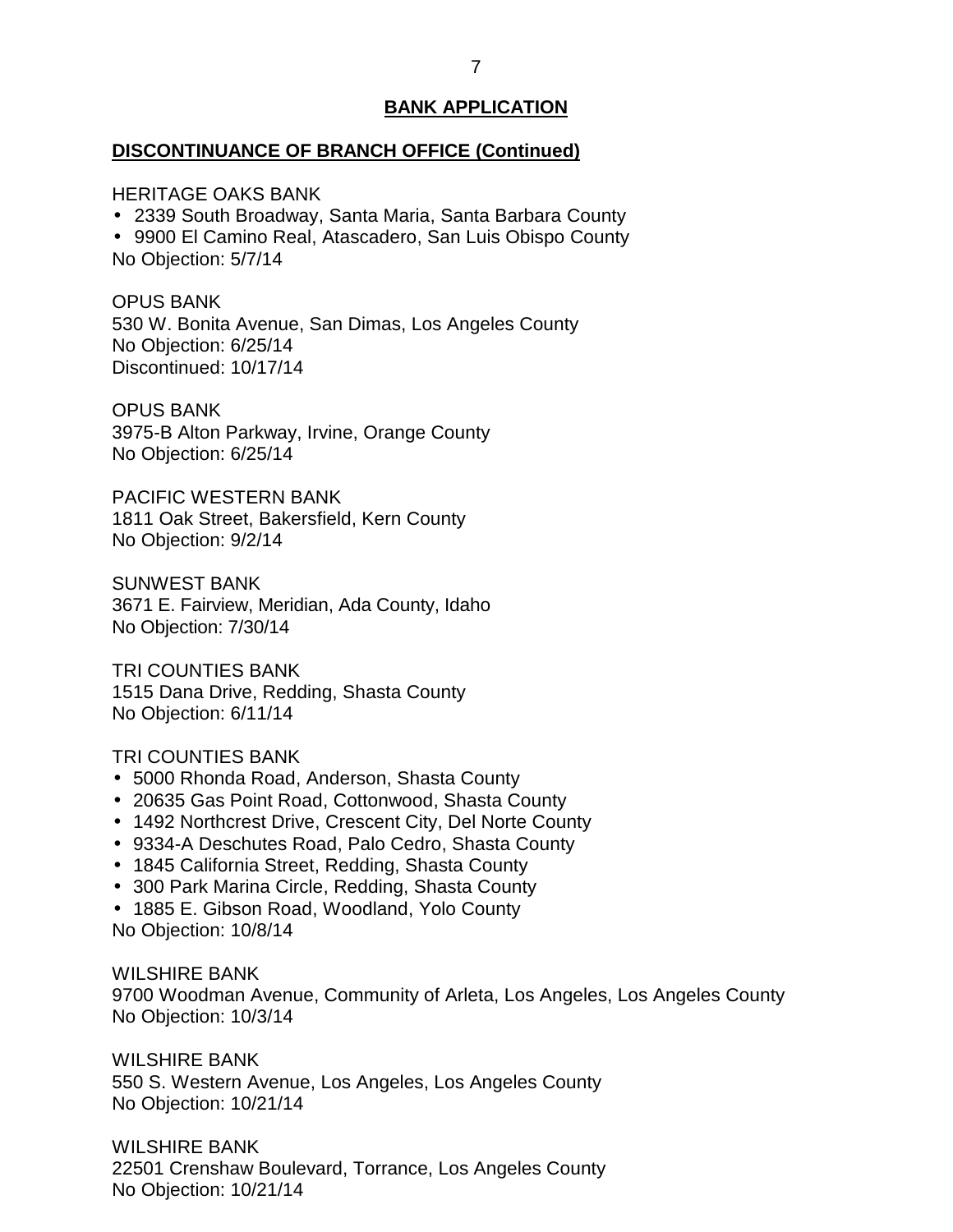## BANK APPLICATION

### DISCONTINUANCE OF BRANCH OFFICE (Continued)

HERITAGE OAKS BANK
- 2339 South Broadway, Santa Maria, Santa Barbara County
- 9900 El Camino Real, Atascadero, San Luis Obispo County

No Objection: 5/7/14

OPUS BANK
530 W. Bonita Avenue, San Dimas, Los Angeles County
No Objection: 6/25/14
Discontinued: 10/17/14

OPUS BANK
3975-B Alton Parkway, Irvine, Orange County
No Objection: 6/25/14

PACIFIC WESTERN BANK
1811 Oak Street, Bakersfield, Kern County
No Objection: 9/2/14

SUNWEST BANK
3671 E. Fairview, Meridian, Ada County, Idaho
No Objection: 7/30/14

TRI COUNTIES BANK
1515 Dana Drive, Redding, Shasta County
No Objection: 6/11/14

TRI COUNTIES BANK
- 5000 Rhonda Road, Anderson, Shasta County
- 20635 Gas Point Road, Cottonwood, Shasta County
- 1492 Northcrest Drive, Crescent City, Del Norte County
- 9334-A Deschutes Road, Palo Cedro, Shasta County
- 1845 California Street, Redding, Shasta County
- 300 Park Marina Circle, Redding, Shasta County
- 1885 E. Gibson Road, Woodland, Yolo County

No Objection: 10/8/14

WILSHIRE BANK
9700 Woodman Avenue, Community of Arleta, Los Angeles, Los Angeles County
No Objection: 10/3/14

WILSHIRE BANK
550 S. Western Avenue, Los Angeles, Los Angeles County
No Objection: 10/21/14

WILSHIRE BANK
22501 Crenshaw Boulevard, Torrance, Los Angeles County
No Objection: 10/21/14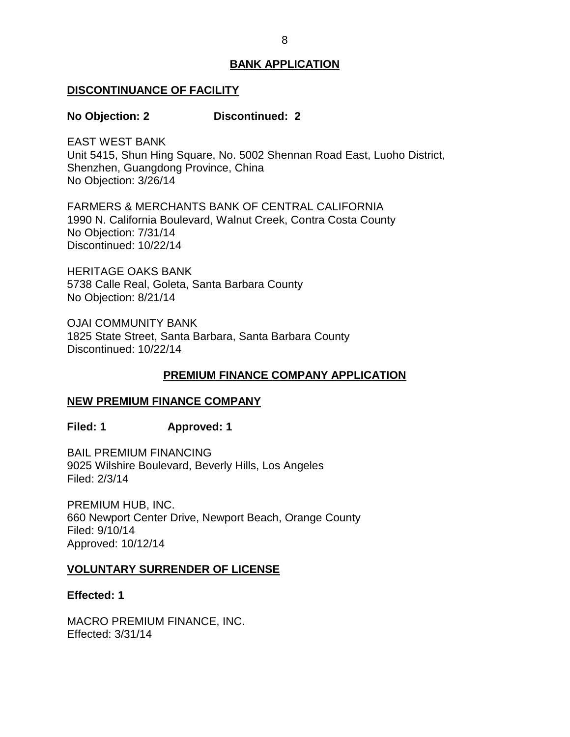## BANK APPLICATION

### DISCONTINUANCE OF FACILITY

**No Objection: 2 Discontinued: 2**

EAST WEST BANK
Unit 5415, Shun Hing Square, No. 5002 Shennan Road East, Luoho District, Shenzhen, Guangdong Province, China
No Objection: 3/26/14

FARMERS & MERCHANTS BANK OF CENTRAL CALIFORNIA
1990 N. California Boulevard, Walnut Creek, Contra Costa County
No Objection: 7/31/14
Discontinued: 10/22/14

HERITAGE OAKS BANK
5738 Calle Real, Goleta, Santa Barbara County
No Objection: 8/21/14

OJAI COMMUNITY BANK
1825 State Street, Santa Barbara, Santa Barbara County
Discontinued: 10/22/14

## PREMIUM FINANCE COMPANY APPLICATION

### NEW PREMIUM FINANCE COMPANY

**Filed: 1 Approved: 1**

BAIL PREMIUM FINANCING
9025 Wilshire Boulevard, Beverly Hills, Los Angeles
Filed: 2/3/14

PREMIUM HUB, INC.
660 Newport Center Drive, Newport Beach, Orange County
Filed: 9/10/14
Approved: 10/12/14

### VOLUNTARY SURRENDER OF LICENSE

**Effected: 1**

MACRO PREMIUM FINANCE, INC.
Effected: 3/31/14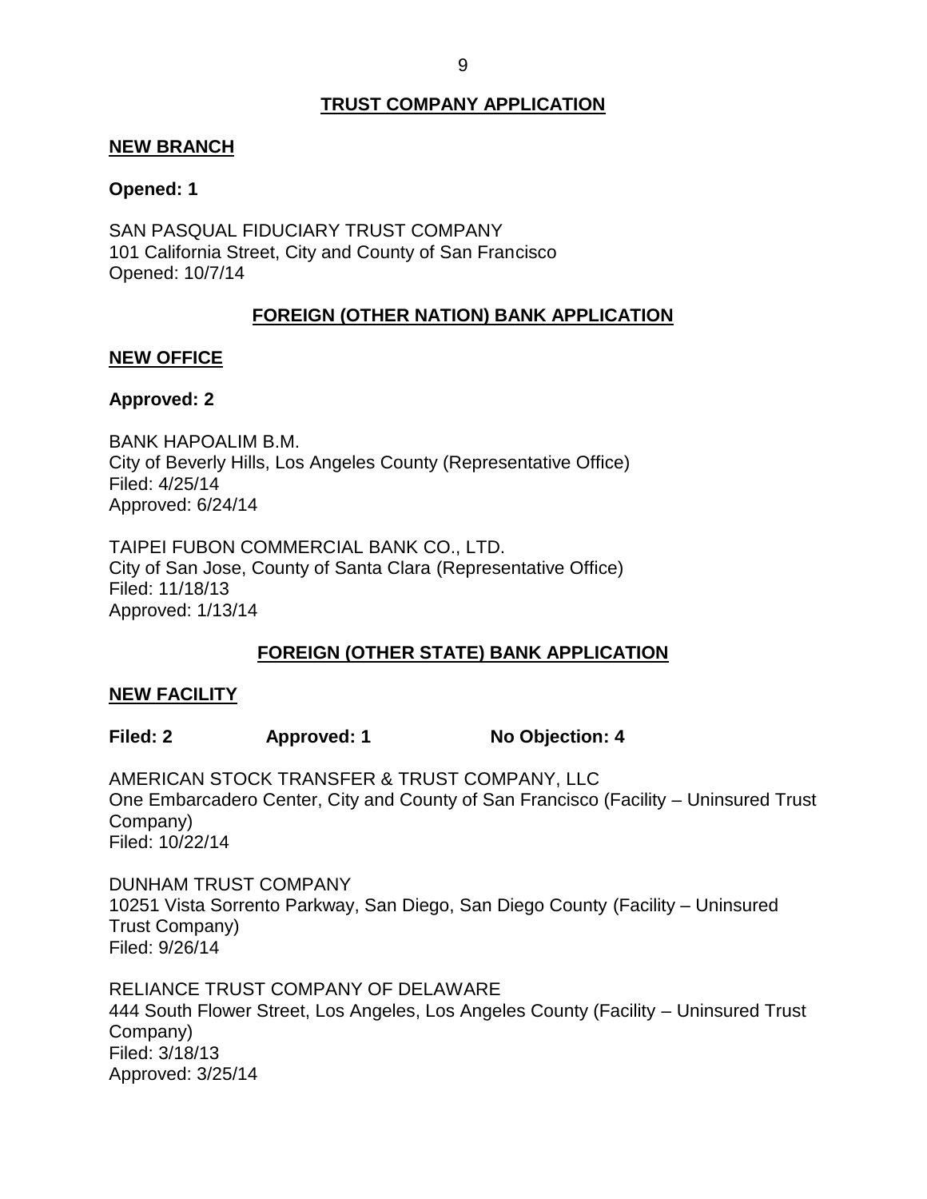## TRUST COMPANY APPLICATION

### NEW BRANCH

**Opened: 1**

SAN PASQUAL FIDUCIARY TRUST COMPANY
101 California Street, City and County of San Francisco
Opened: 10/7/14

## FOREIGN (OTHER NATION) BANK APPLICATION

### NEW OFFICE

**Approved: 2**

BANK HAPOALIM B.M.
City of Beverly Hills, Los Angeles County (Representative Office)
Filed: 4/25/14
Approved: 6/24/14

TAIPEI FUBON COMMERCIAL BANK CO., LTD.
City of San Jose, County of Santa Clara (Representative Office)
Filed: 11/18/13
Approved: 1/13/14

## FOREIGN (OTHER STATE) BANK APPLICATION

### NEW FACILITY

**Filed: 2** **Approved: 1** **No Objection: 4**

AMERICAN STOCK TRANSFER & TRUST COMPANY, LLC
One Embarcadero Center, City and County of San Francisco (Facility – Uninsured Trust Company)
Filed: 10/22/14

DUNHAM TRUST COMPANY
10251 Vista Sorrento Parkway, San Diego, San Diego County (Facility – Uninsured Trust Company)
Filed: 9/26/14

RELIANCE TRUST COMPANY OF DELAWARE
444 South Flower Street, Los Angeles, Los Angeles County (Facility – Uninsured Trust Company)
Filed: 3/18/13
Approved: 3/25/14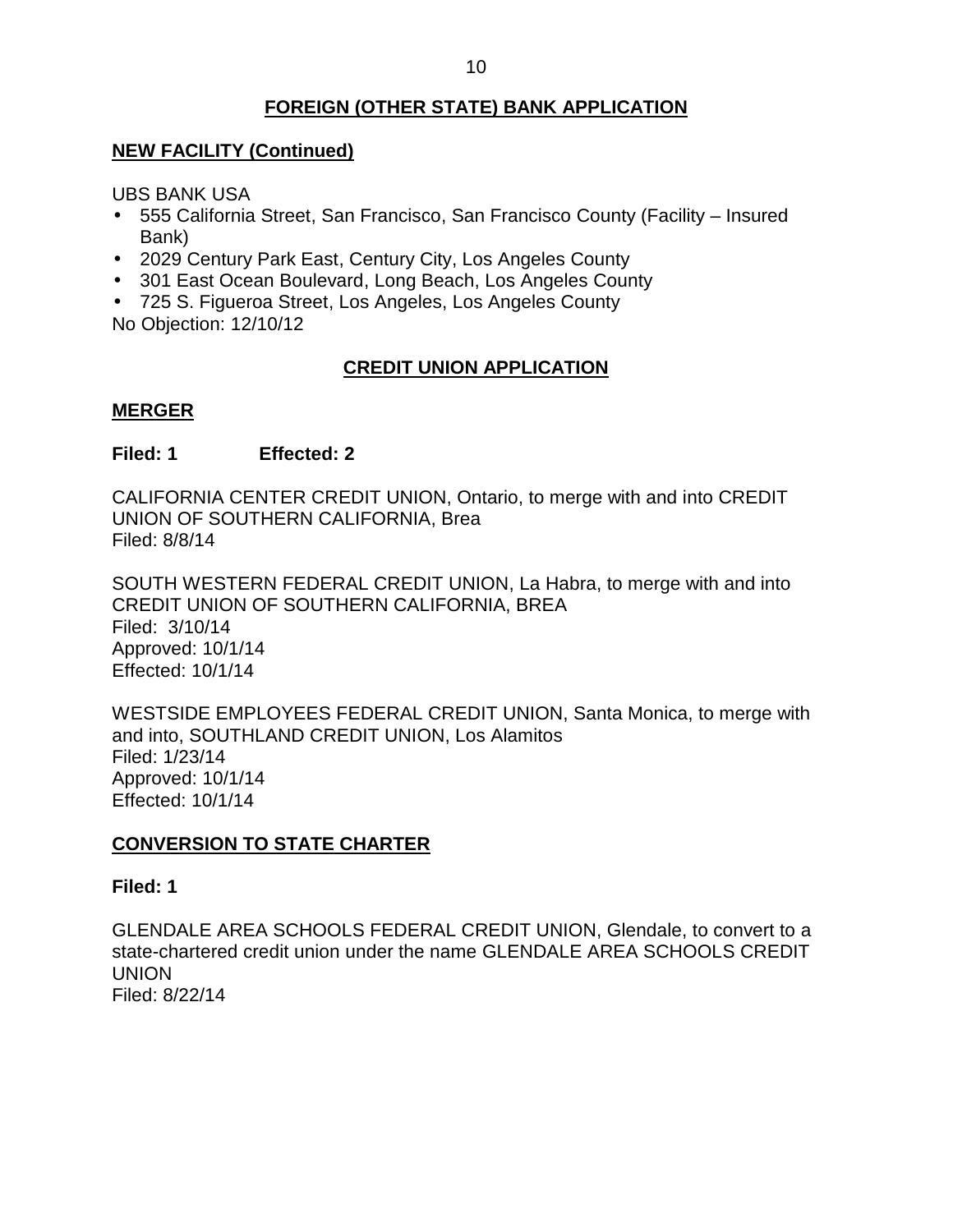## FOREIGN (OTHER STATE) BANK APPLICATION

### NEW FACILITY (Continued)

UBS BANK USA
- 555 California Street, San Francisco, San Francisco County (Facility – Insured Bank)
- 2029 Century Park East, Century City, Los Angeles County
- 301 East Ocean Boulevard, Long Beach, Los Angeles County
- 725 S. Figueroa Street, Los Angeles, Los Angeles County

No Objection: 12/10/12

## CREDIT UNION APPLICATION

### MERGER

**Filed: 1 Effected: 2**

CALIFORNIA CENTER CREDIT UNION, Ontario, to merge with and into CREDIT UNION OF SOUTHERN CALIFORNIA, Brea
Filed: 8/8/14

SOUTH WESTERN FEDERAL CREDIT UNION, La Habra, to merge with and into CREDIT UNION OF SOUTHERN CALIFORNIA, BREA
Filed: 3/10/14
Approved: 10/1/14
Effected: 10/1/14

WESTSIDE EMPLOYEES FEDERAL CREDIT UNION, Santa Monica, to merge with and into, SOUTHLAND CREDIT UNION, Los Alamitos
Filed: 1/23/14
Approved: 10/1/14
Effected: 10/1/14

### CONVERSION TO STATE CHARTER

**Filed: 1**

GLENDALE AREA SCHOOLS FEDERAL CREDIT UNION, Glendale, to convert to a state-chartered credit union under the name GLENDALE AREA SCHOOLS CREDIT UNION
Filed: 8/22/14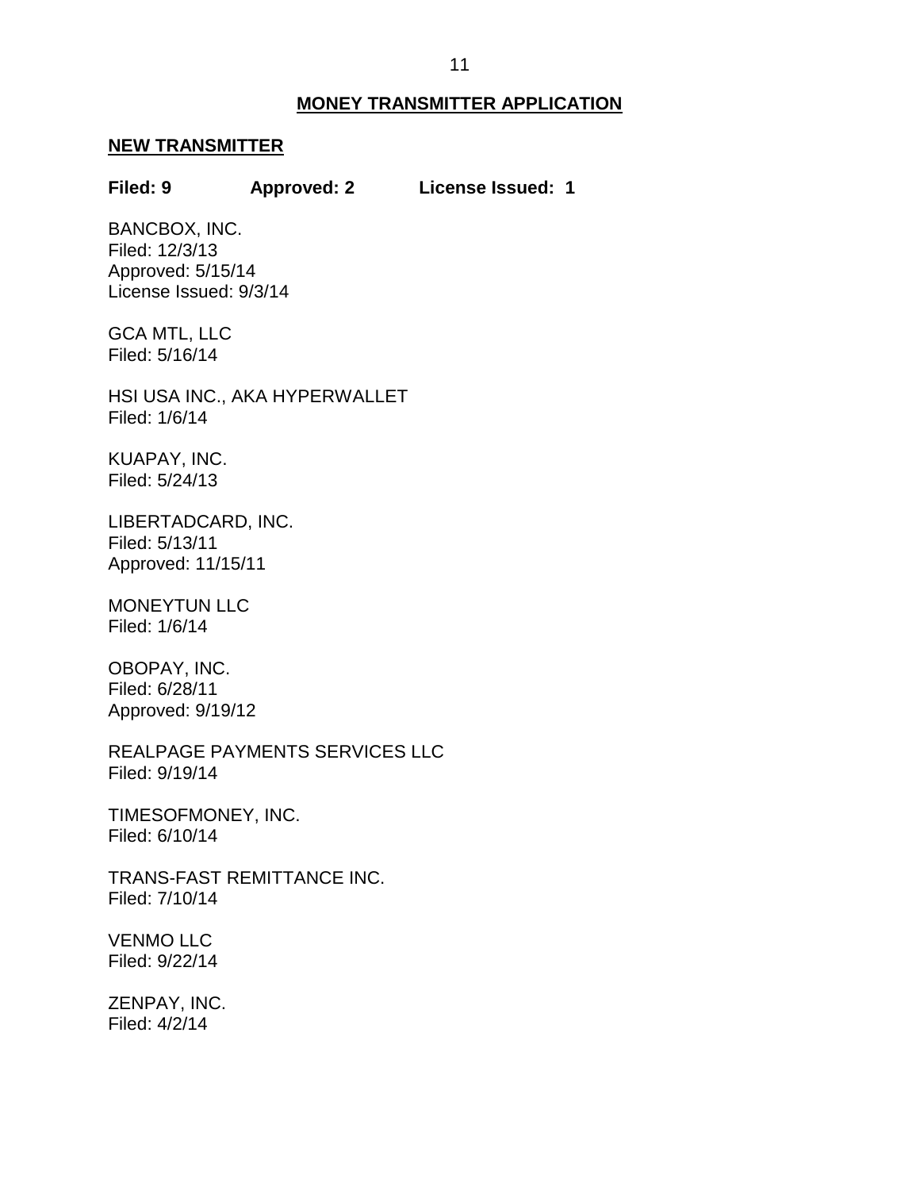## MONEY TRANSMITTER APPLICATION

### NEW TRANSMITTER

**Filed: 9 Approved: 2 License Issued: 1**

BANCBOX, INC.
Filed: 12/3/13
Approved: 5/15/14
License Issued: 9/3/14

GCA MTL, LLC
Filed: 5/16/14

HSI USA INC., AKA HYPERWALLET
Filed: 1/6/14

KUAPAY, INC.
Filed: 5/24/13

LIBERTADCARD, INC.
Filed: 5/13/11
Approved: 11/15/11

MONEYTUN LLC
Filed: 1/6/14

OBOPAY, INC.
Filed: 6/28/11
Approved: 9/19/12

REALPAGE PAYMENTS SERVICES LLC
Filed: 9/19/14

TIMESOFMONEY, INC.
Filed: 6/10/14

TRANS-FAST REMITTANCE INC.
Filed: 7/10/14

VENMO LLC
Filed: 9/22/14

ZENPAY, INC.
Filed: 4/2/14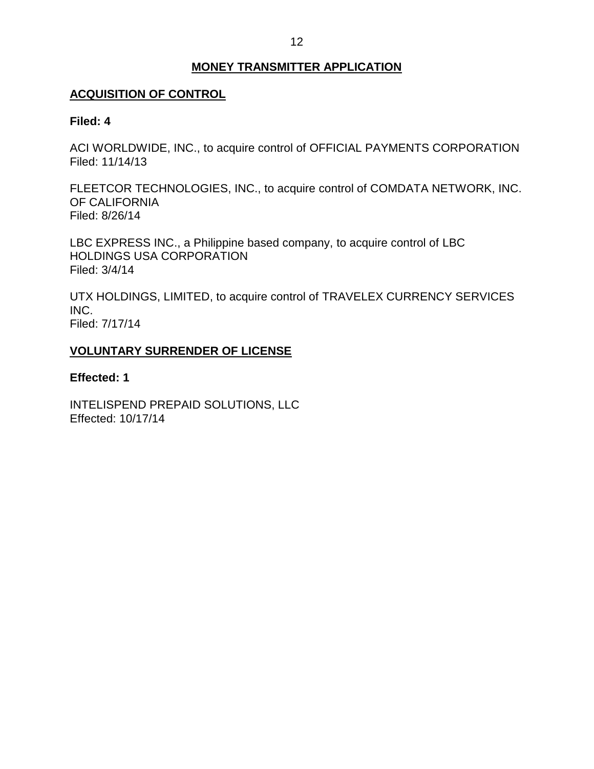## MONEY TRANSMITTER APPLICATION

### ACQUISITION OF CONTROL

**Filed: 4**

ACI WORLDWIDE, INC., to acquire control of OFFICIAL PAYMENTS CORPORATION
Filed: 11/14/13

FLEETCOR TECHNOLOGIES, INC., to acquire control of COMDATA NETWORK, INC. OF CALIFORNIA
Filed: 8/26/14

LBC EXPRESS INC., a Philippine based company, to acquire control of LBC HOLDINGS USA CORPORATION
Filed: 3/4/14

UTX HOLDINGS, LIMITED, to acquire control of TRAVELEX CURRENCY SERVICES INC.
Filed: 7/17/14

### VOLUNTARY SURRENDER OF LICENSE

**Effected: 1**

INTELISPEND PREPAID SOLUTIONS, LLC
Effected: 10/17/14